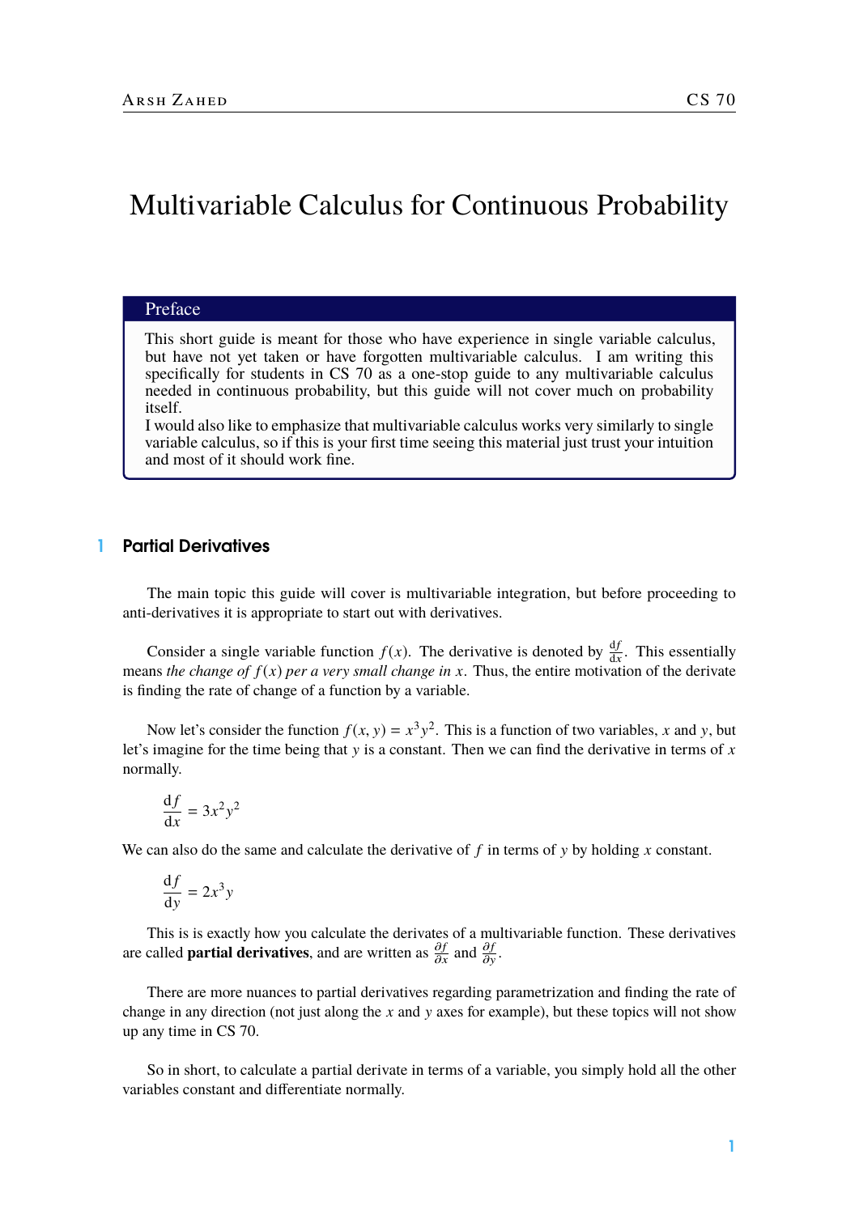# Multivariable Calculus for Continuous Probability

> **Preface**
>
> This short guide is meant for those who have experience in single variable calculus, but have not yet taken or have forgotten multivariable calculus. I am writing this specifically for students in CS 70 as a one-stop guide to any multivariable calculus needed in continuous probability, but this guide will not cover much on probability itself.
> I would also like to emphasize that multivariable calculus works very similarly to single variable calculus, so if this is your first time seeing this material just trust your intuition and most of it should work fine.

## 1 Partial Derivatives

The main topic this guide will cover is multivariable integration, but before proceeding to anti-derivatives it is appropriate to start out with derivatives.

Consider a single variable function $f(x)$. The derivative is denoted by $\frac{\mathrm{d}f}{\mathrm{d}x}$. This essentially means *the change of $f(x)$ per a very small change in $x$*. Thus, the entire motivation of the derivate is finding the rate of change of a function by a variable.

Now let's consider the function $f(x, y) = x^3y^2$. This is a function of two variables, $x$ and $y$, but let's imagine for the time being that $y$ is a constant. Then we can find the derivative in terms of $x$ normally.

$$\frac{\mathrm{d}f}{\mathrm{d}x} = 3x^2y^2$$

We can also do the same and calculate the derivative of $f$ in terms of $y$ by holding $x$ constant.

$$\frac{\mathrm{d}f}{\mathrm{d}y} = 2x^3y$$

This is is exactly how you calculate the derivates of a multivariable function. These derivatives are called **partial derivatives**, and are written as $\frac{\partial f}{\partial x}$ and $\frac{\partial f}{\partial y}$.

There are more nuances to partial derivatives regarding parametrization and finding the rate of change in any direction (not just along the $x$ and $y$ axes for example), but these topics will not show up any time in CS 70.

So in short, to calculate a partial derivate in terms of a variable, you simply hold all the other variables constant and differentiate normally.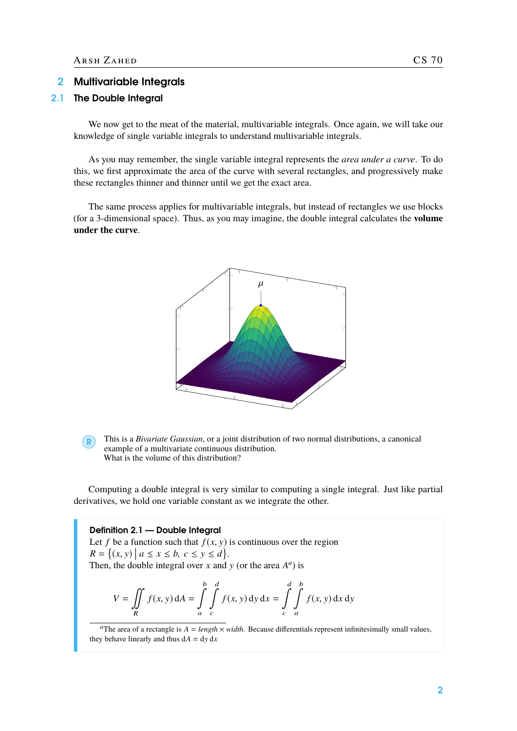# 2 Multivariable Integrals

## 2.1 The Double Integral

We now get to the meat of the material, multivariable integrals. Once again, we will take our knowledge of single variable integrals to understand multivariable integrals.

As you may remember, the single variable integral represents the *area under a curve*. To do this, we first approximate the area of the curve with several rectangles, and progressively make these rectangles thinner and thinner until we get the exact area.

The same process applies for multivariable integrals, but instead of rectangles we use blocks (for a 3-dimensional space). Thus, as you may imagine, the double integral calculates the **volume under the curve**.

$\mu$

R This is a *Bivariate Gaussian*, or a joint distribution of two normal distributions, a canonical example of a multivariate continuous distribution.
What is the volume of this distribution?

Computing a double integral is very similar to computing a single integral. Just like partial derivatives, we hold one variable constant as we integrate the other.

**Definition 2.1 — Double Integral**
Let $f$ be a function such that $f(x, y)$ is continuous over the region $R = \{(x, y) \mid a \leq x \leq b,\ c \leq y \leq d\}$.
Then, the double integral over $x$ and $y$ (or the area $A$[a]) is

$$V = \iint\limits_R f(x, y)\,\mathrm{d}A = \int_a^b \int_c^d f(x, y)\,\mathrm{d}y\,\mathrm{d}x = \int_c^d \int_a^b f(x, y)\,\mathrm{d}x\,\mathrm{d}y$$

[a] The area of a rectangle is $A = \textit{length} \times \textit{width}$. Because differentials represent infinitesimally small values, they behave linearly and thus $\mathrm{d}A = \mathrm{d}y\,\mathrm{d}x$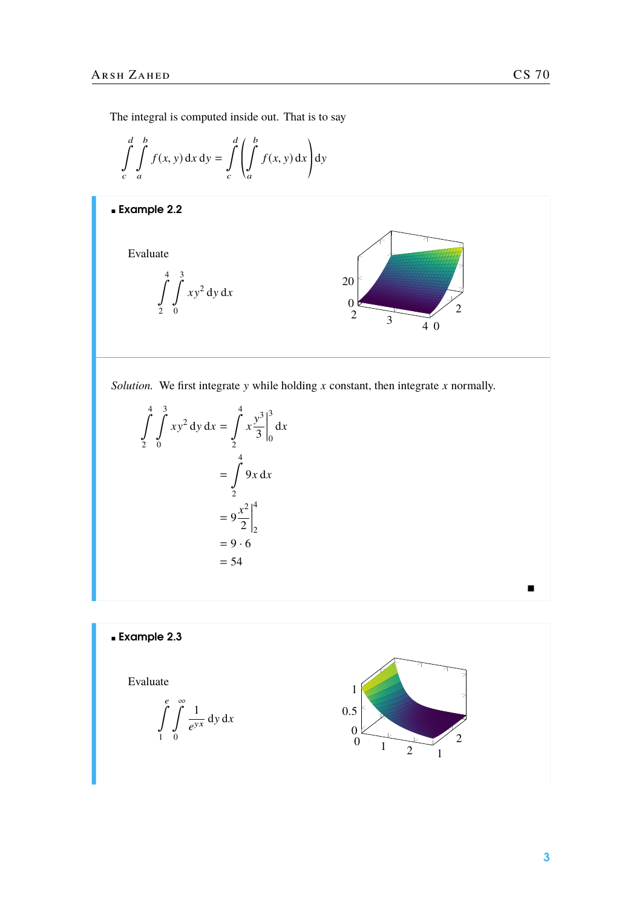The integral is computed inside out. That is to say

$$\int_c^d \int_a^b f(x, y)\, dx\, dy = \int_c^d \left( \int_a^b f(x, y)\, dx \right) dy$$

■ **Example 2.2**

Evaluate

$$\int_2^4 \int_0^3 xy^2\, dy\, dx$$

20
0
2
3
4 0
2

*Solution.* We first integrate $y$ while holding $x$ constant, then integrate $x$ normally.

$$\begin{aligned}
\int_2^4 \int_0^3 xy^2\, dy\, dx &= \int_2^4 x \frac{y^3}{3}\Big|_0^3 dx \\
&= \int_2^4 9x\, dx \\
&= 9\frac{x^2}{2}\Big|_2^4 \\
&= 9 \cdot 6 \\
&= 54
\end{aligned}$$

■

■ **Example 2.3**

Evaluate

$$\int_1^e \int_0^\infty \frac{1}{e^{yx}}\, dy\, dx$$

1
0.5
0
0
1
2
1
2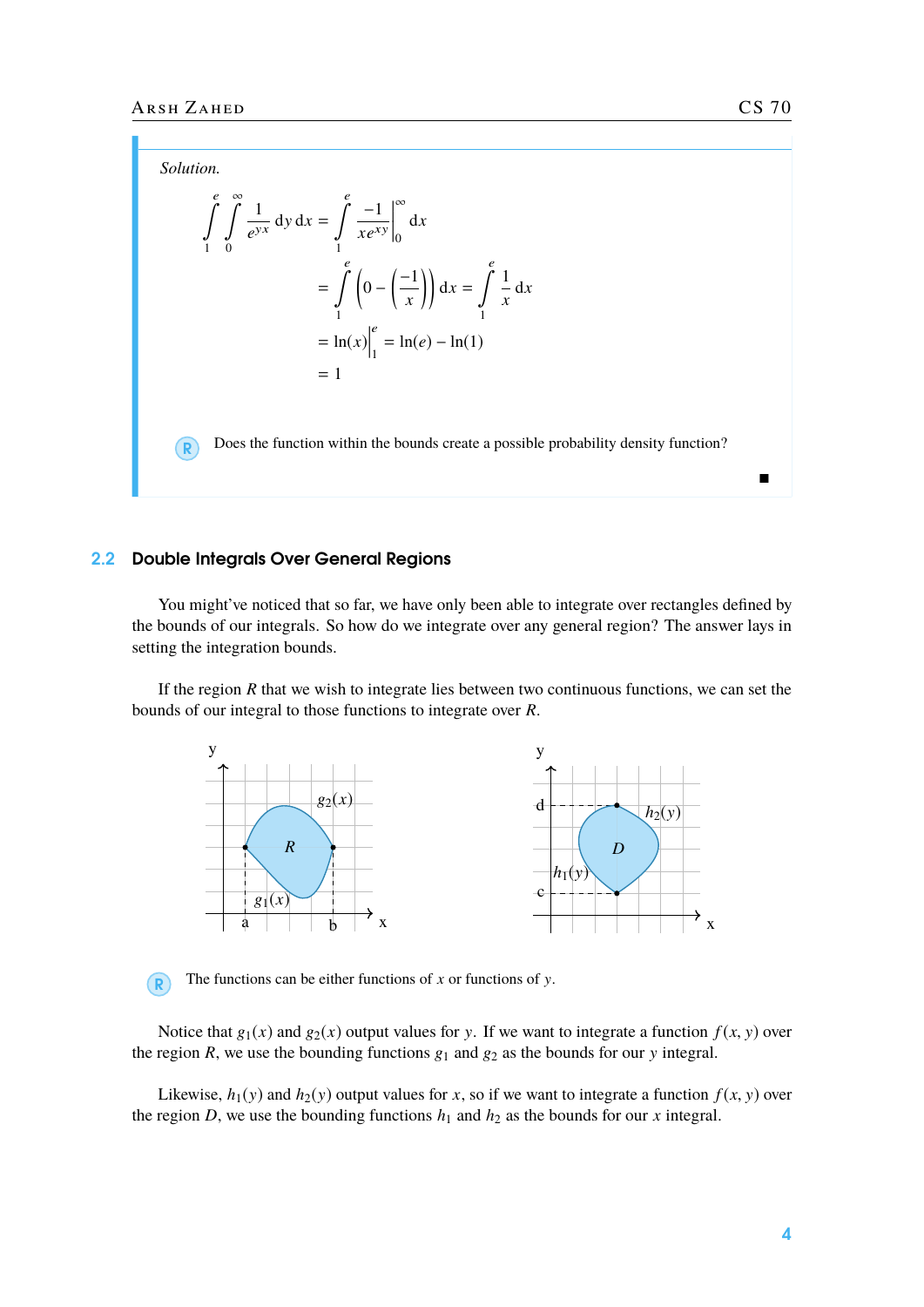*Solution.*

$$\int_1^e \int_0^\infty \frac{1}{e^{yx}}\,dy\,dx = \int_1^e \frac{-1}{xe^{xy}}\Big|_0^\infty dx$$

$$= \int_1^e \left(0 - \left(\frac{-1}{x}\right)\right) dx = \int_1^e \frac{1}{x}\,dx$$

$$= \ln(x)\Big|_1^e = \ln(e) - \ln(1)$$

$$= 1$$

R Does the function within the bounds create a possible probability density function?

■

## 2.2 Double Integrals Over General Regions

You might've noticed that so far, we have only been able to integrate over rectangles defined by the bounds of our integrals. So how do we integrate over any general region? The answer lays in setting the integration bounds.

If the region $R$ that we wish to integrate lies between two continuous functions, we can set the bounds of our integral to those functions to integrate over $R$.

y
$g_2(x)$
$R$
$g_1(x)$
a
b
x

y
d
$h_2(y)$
$D$
$h_1(y)$
c
x

R The functions can be either functions of $x$ or functions of $y$.

Notice that $g_1(x)$ and $g_2(x)$ output values for $y$. If we want to integrate a function $f(x, y)$ over the region $R$, we use the bounding functions $g_1$ and $g_2$ as the bounds for our $y$ integral.

Likewise, $h_1(y)$ and $h_2(y)$ output values for $x$, so if we want to integrate a function $f(x, y)$ over the region $D$, we use the bounding functions $h_1$ and $h_2$ as the bounds for our $x$ integral.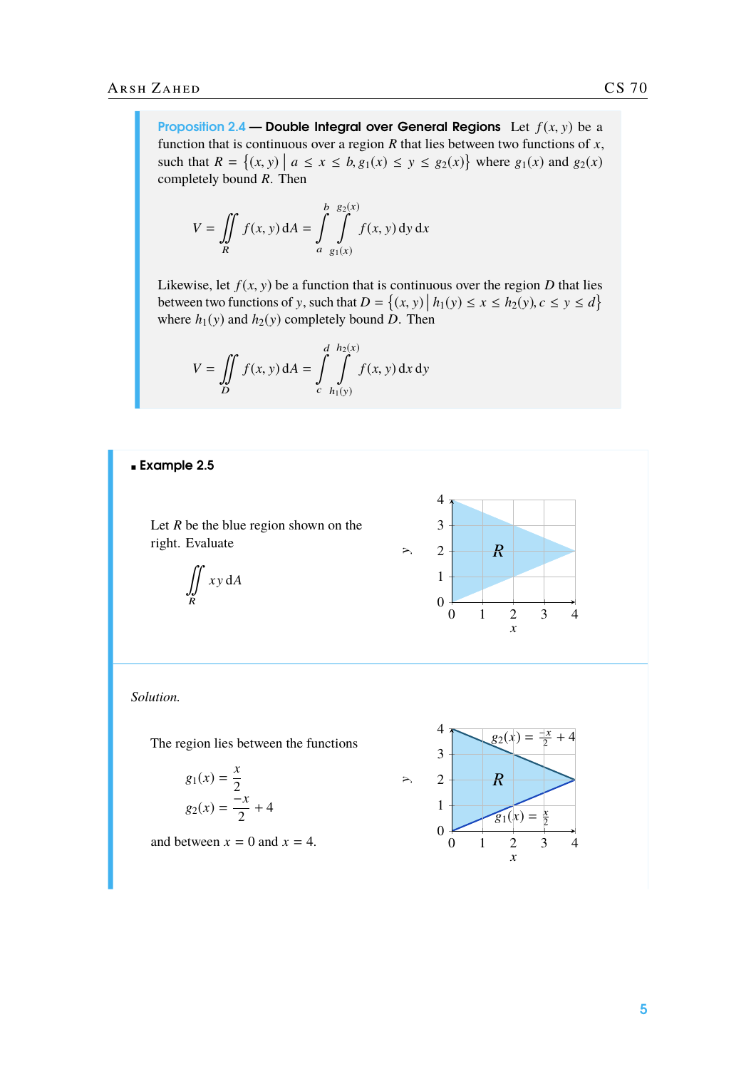**Proposition 2.4 — Double Integral over General Regions** Let $f(x, y)$ be a function that is continuous over a region $R$ that lies between two functions of $x$, such that $R = \{(x, y) \mid a \le x \le b, g_1(x) \le y \le g_2(x)\}$ where $g_1(x)$ and $g_2(x)$ completely bound $R$. Then

$$V = \iint_R f(x, y)\, dA = \int_a^b \int_{g_1(x)}^{g_2(x)} f(x, y)\, dy\, dx$$

Likewise, let $f(x, y)$ be a function that is continuous over the region $D$ that lies between two functions of $y$, such that $D = \{(x, y) \mid h_1(y) \le x \le h_2(y), c \le y \le d\}$ where $h_1(y)$ and $h_2(y)$ completely bound $D$. Then

$$V = \iint_D f(x, y)\, dA = \int_c^d \int_{h_1(y)}^{h_2(x)} f(x, y)\, dx\, dy$$

**Example 2.5**

Let $R$ be the blue region shown on the right. Evaluate

$$\iint_R xy\, dA$$

y
4
3
2
1
0
R
0 1 2 3 4
x

*Solution.*

The region lies between the functions

$$g_1(x) = \frac{x}{2}$$
$$g_2(x) = \frac{-x}{2} + 4$$

and between $x = 0$ and $x = 4$.

y
4
3
2
1
0
$g_2(x) = \frac{-x}{2} + 4$
R
$g_1(x) = \frac{x}{2}$
0 1 2 3 4
x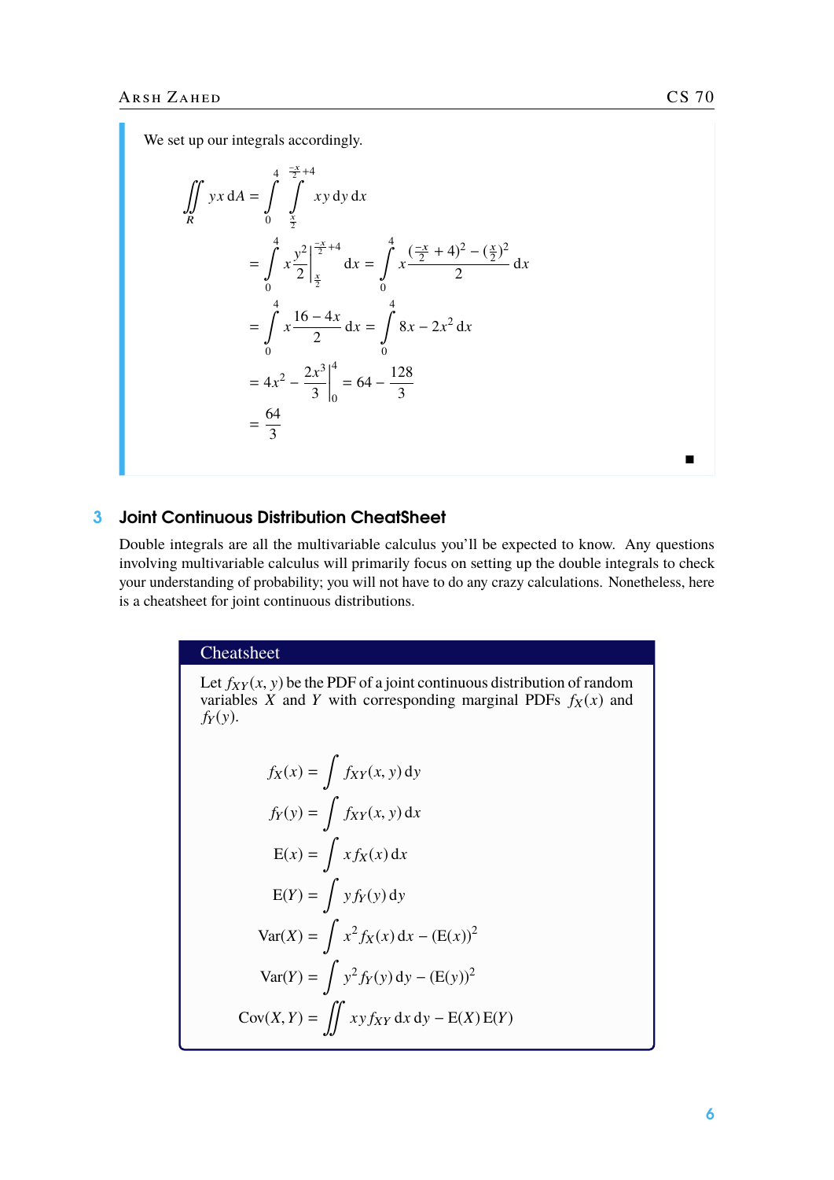We set up our integrals accordingly.

$$
\iint_R yx \, \mathrm{d}A = \int_0^4 \int_{\frac{x}{2}}^{\frac{-x}{2}+4} xy \, \mathrm{d}y \, \mathrm{d}x
$$

$$
= \int_0^4 x \frac{y^2}{2} \Big|_{\frac{x}{2}}^{\frac{-x}{2}+4} \mathrm{d}x = \int_0^4 x \frac{(\frac{-x}{2}+4)^2 - (\frac{x}{2})^2}{2} \mathrm{d}x
$$

$$
= \int_0^4 x \frac{16 - 4x}{2} \mathrm{d}x = \int_0^4 8x - 2x^2 \, \mathrm{d}x
$$

$$
= 4x^2 - \frac{2x^3}{3} \Big|_0^4 = 64 - \frac{128}{3}
$$

$$
= \frac{64}{3}
$$

■

## 3 Joint Continuous Distribution CheatSheet

Double integrals are all the multivariable calculus you'll be expected to know. Any questions involving multivariable calculus will primarily focus on setting up the double integrals to check your understanding of probability; you will not have to do any crazy calculations. Nonetheless, here is a cheatsheet for joint continuous distributions.

**Cheatsheet**

Let $f_{XY}(x, y)$ be the PDF of a joint continuous distribution of random variables $X$ and $Y$ with corresponding marginal PDFs $f_X(x)$ and $f_Y(y)$.

$$
f_X(x) = \int f_{XY}(x, y) \, \mathrm{d}y
$$

$$
f_Y(y) = \int f_{XY}(x, y) \, \mathrm{d}x
$$

$$
\mathrm{E}(x) = \int x f_X(x) \, \mathrm{d}x
$$

$$
\mathrm{E}(Y) = \int y f_Y(y) \, \mathrm{d}y
$$

$$
\mathrm{Var}(X) = \int x^2 f_X(x) \, \mathrm{d}x - (\mathrm{E}(x))^2
$$

$$
\mathrm{Var}(Y) = \int y^2 f_Y(y) \, \mathrm{d}y - (\mathrm{E}(y))^2
$$

$$
\mathrm{Cov}(X, Y) = \iint xy f_{XY} \, \mathrm{d}x \, \mathrm{d}y - \mathrm{E}(X) \, \mathrm{E}(Y)
$$